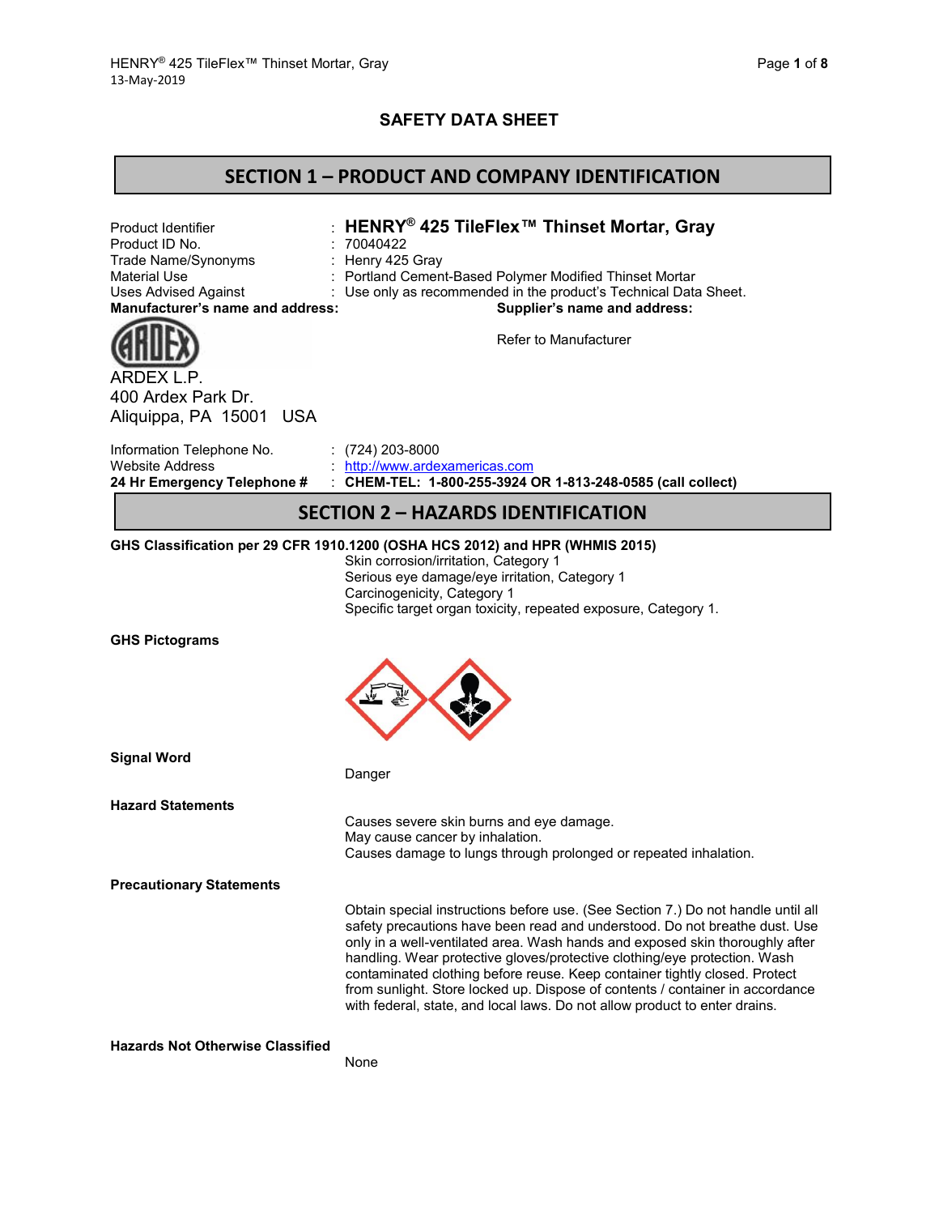# SAFETY DATA SHEET

## SECTION 1 – PRODUCT AND COMPANY IDENTIFICATION

| | |
|---|---|
| Product Identifier | : **HENRY® 425 TileFlex™ Thinset Mortar, Gray** |
| Product ID No. | : 70040422 |
| Trade Name/Synonyms | : Henry 425 Gray |
| Material Use | : Portland Cement-Based Polymer Modified Thinset Mortar |
| Uses Advised Against | : Use only as recommended in the product's Technical Data Sheet. |

**Manufacturer's name and address:**

ARDEX L.P.
400 Ardex Park Dr.
Aliquippa, PA 15001 USA

**Supplier's name and address:**

Refer to Manufacturer

| | |
|---|---|
| Information Telephone No. | : (724) 203-8000 |
| Website Address | : http://www.ardexamericas.com |
| **24 Hr Emergency Telephone #** | : **CHEM-TEL: 1-800-255-3924 OR 1-813-248-0585 (call collect)** |

## SECTION 2 – HAZARDS IDENTIFICATION

**GHS Classification per 29 CFR 1910.1200 (OSHA HCS 2012) and HPR (WHMIS 2015)**

Skin corrosion/irritation, Category 1
Serious eye damage/eye irritation, Category 1
Carcinogenicity, Category 1
Specific target organ toxicity, repeated exposure, Category 1.

**GHS Pictograms**

**Signal Word**

Danger

**Hazard Statements**

Causes severe skin burns and eye damage.
May cause cancer by inhalation.
Causes damage to lungs through prolonged or repeated inhalation.

**Precautionary Statements**

Obtain special instructions before use. (See Section 7.) Do not handle until all safety precautions have been read and understood. Do not breathe dust. Use only in a well-ventilated area. Wash hands and exposed skin thoroughly after handling. Wear protective gloves/protective clothing/eye protection. Wash contaminated clothing before reuse. Keep container tightly closed. Protect from sunlight. Store locked up. Dispose of contents / container in accordance with federal, state, and local laws. Do not allow product to enter drains.

**Hazards Not Otherwise Classified**

None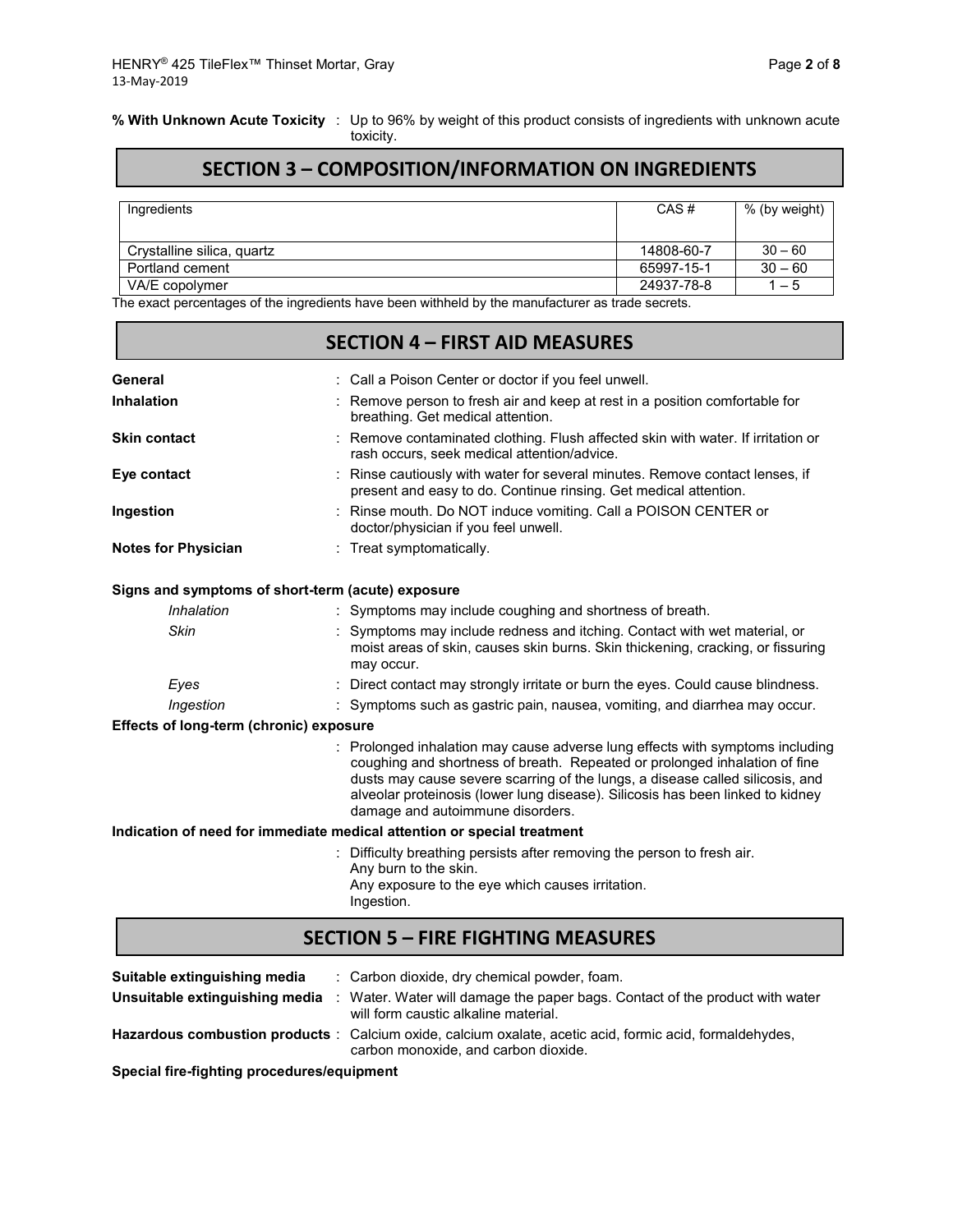**% With Unknown Acute Toxicity** : Up to 96% by weight of this product consists of ingredients with unknown acute toxicity.

## SECTION 3 – COMPOSITION/INFORMATION ON INGREDIENTS

| Ingredients | CAS # | % (by weight) |
|---|---|---|
| Crystalline silica, quartz | 14808-60-7 | 30 – 60 |
| Portland cement | 65997-15-1 | 30 – 60 |
| VA/E copolymer | 24937-78-8 | 1 – 5 |

The exact percentages of the ingredients have been withheld by the manufacturer as trade secrets.

## SECTION 4 – FIRST AID MEASURES

**General** : Call a Poison Center or doctor if you feel unwell.

**Inhalation** : Remove person to fresh air and keep at rest in a position comfortable for breathing. Get medical attention.

**Skin contact** : Remove contaminated clothing. Flush affected skin with water. If irritation or rash occurs, seek medical attention/advice.

**Eye contact** : Rinse cautiously with water for several minutes. Remove contact lenses, if present and easy to do. Continue rinsing. Get medical attention.

**Ingestion** : Rinse mouth. Do NOT induce vomiting. Call a POISON CENTER or doctor/physician if you feel unwell.

**Notes for Physician** : Treat symptomatically.

**Signs and symptoms of short-term (acute) exposure**

*Inhalation* : Symptoms may include coughing and shortness of breath.

*Skin* : Symptoms may include redness and itching. Contact with wet material, or moist areas of skin, causes skin burns. Skin thickening, cracking, or fissuring may occur.

*Eyes* : Direct contact may strongly irritate or burn the eyes. Could cause blindness.

*Ingestion* : Symptoms such as gastric pain, nausea, vomiting, and diarrhea may occur.

**Effects of long-term (chronic) exposure**

: Prolonged inhalation may cause adverse lung effects with symptoms including coughing and shortness of breath. Repeated or prolonged inhalation of fine dusts may cause severe scarring of the lungs, a disease called silicosis, and alveolar proteinosis (lower lung disease). Silicosis has been linked to kidney damage and autoimmune disorders.

**Indication of need for immediate medical attention or special treatment**

: Difficulty breathing persists after removing the person to fresh air.
Any burn to the skin.
Any exposure to the eye which causes irritation.
Ingestion.

## SECTION 5 – FIRE FIGHTING MEASURES

**Suitable extinguishing media** : Carbon dioxide, dry chemical powder, foam.

**Unsuitable extinguishing media** : Water. Water will damage the paper bags. Contact of the product with water will form caustic alkaline material.

**Hazardous combustion products** : Calcium oxide, calcium oxalate, acetic acid, formic acid, formaldehydes, carbon monoxide, and carbon dioxide.

**Special fire-fighting procedures/equipment**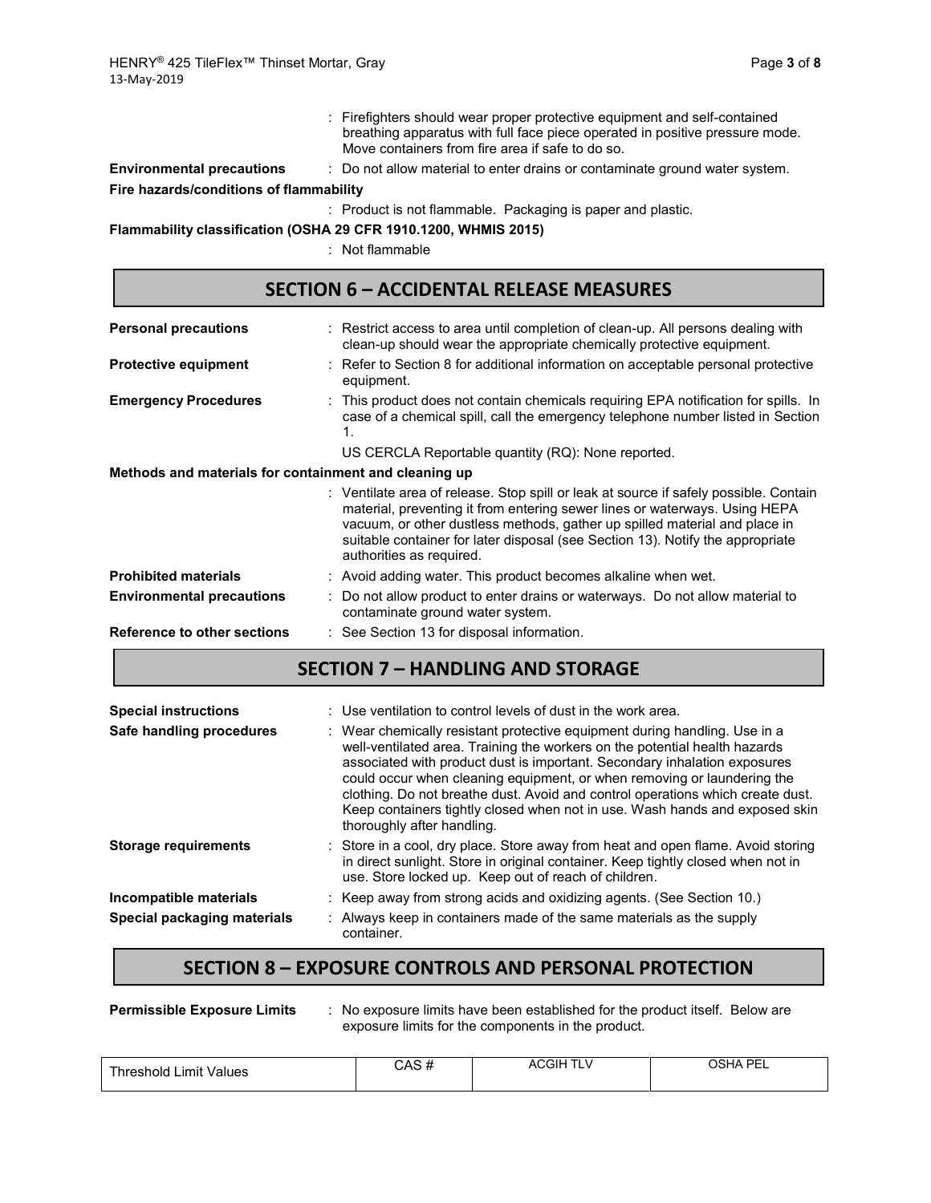: Firefighters should wear proper protective equipment and self-contained breathing apparatus with full face piece operated in positive pressure mode. Move containers from fire area if safe to do so.

**Environmental precautions** : Do not allow material to enter drains or contaminate ground water system.

**Fire hazards/conditions of flammability**

: Product is not flammable. Packaging is paper and plastic.

**Flammability classification (OSHA 29 CFR 1910.1200, WHMIS 2015)**

: Not flammable

## SECTION 6 – ACCIDENTAL RELEASE MEASURES

**Personal precautions** : Restrict access to area until completion of clean-up. All persons dealing with clean-up should wear the appropriate chemically protective equipment.

**Protective equipment** : Refer to Section 8 for additional information on acceptable personal protective equipment.

**Emergency Procedures** : This product does not contain chemicals requiring EPA notification for spills. In case of a chemical spill, call the emergency telephone number listed in Section 1.

US CERCLA Reportable quantity (RQ): None reported.

**Methods and materials for containment and cleaning up**

: Ventilate area of release. Stop spill or leak at source if safely possible. Contain material, preventing it from entering sewer lines or waterways. Using HEPA vacuum, or other dustless methods, gather up spilled material and place in suitable container for later disposal (see Section 13). Notify the appropriate authorities as required.

**Prohibited materials** : Avoid adding water. This product becomes alkaline when wet.

**Environmental precautions** : Do not allow product to enter drains or waterways. Do not allow material to contaminate ground water system.

**Reference to other sections** : See Section 13 for disposal information.

## SECTION 7 – HANDLING AND STORAGE

**Special instructions** : Use ventilation to control levels of dust in the work area.

**Safe handling procedures** : Wear chemically resistant protective equipment during handling. Use in a well-ventilated area. Training the workers on the potential health hazards associated with product dust is important. Secondary inhalation exposures could occur when cleaning equipment, or when removing or laundering the clothing. Do not breathe dust. Avoid and control operations which create dust. Keep containers tightly closed when not in use. Wash hands and exposed skin thoroughly after handling.

**Storage requirements** : Store in a cool, dry place. Store away from heat and open flame. Avoid storing in direct sunlight. Store in original container. Keep tightly closed when not in use. Store locked up. Keep out of reach of children.

**Incompatible materials** : Keep away from strong acids and oxidizing agents. (See Section 10.)

**Special packaging materials** : Always keep in containers made of the same materials as the supply container.

## SECTION 8 – EXPOSURE CONTROLS AND PERSONAL PROTECTION

**Permissible Exposure Limits** : No exposure limits have been established for the product itself. Below are exposure limits for the components in the product.

| Threshold Limit Values | CAS # | ACGIH TLV | OSHA PEL |
|---|---|---|---|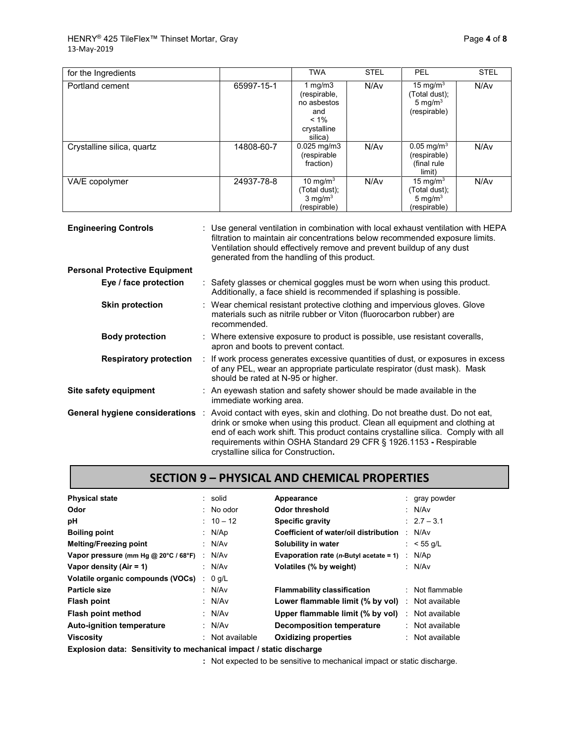| for the Ingredients | | TWA | STEL | PEL | STEL |
|---|---|---|---|---|---|
| Portland cement | 65997-15-1 | 1 mg/m3 (respirable, no asbestos and < 1% crystalline silica) | N/Av | 15 mg/m$^3$ (Total dust); 5 mg/m$^3$ (respirable) | N/Av |
| Crystalline silica, quartz | 14808-60-7 | 0.025 mg/m3 (respirable fraction) | N/Av | 0.05 mg/m$^3$ (respirable) (final rule limit) | N/Av |
| VA/E copolymer | 24937-78-8 | 10 mg/m$^3$ (Total dust); 3 mg/m$^3$ (respirable) | N/Av | 15 mg/m$^3$ (Total dust); 5 mg/m$^3$ (respirable) | N/Av |

**Engineering Controls** : Use general ventilation in combination with local exhaust ventilation with HEPA filtration to maintain air concentrations below recommended exposure limits. Ventilation should effectively remove and prevent buildup of any dust generated from the handling of this product.

**Personal Protective Equipment**

**Eye / face protection** : Safety glasses or chemical goggles must be worn when using this product. Additionally, a face shield is recommended if splashing is possible.

**Skin protection** : Wear chemical resistant protective clothing and impervious gloves. Glove materials such as nitrile rubber or Viton (fluorocarbon rubber) are recommended.

**Body protection** : Where extensive exposure to product is possible, use resistant coveralls, apron and boots to prevent contact.

**Respiratory protection** : If work process generates excessive quantities of dust, or exposures in excess of any PEL, wear an appropriate particulate respirator (dust mask). Mask should be rated at N-95 or higher.

**Site safety equipment** : An eyewash station and safety shower should be made available in the immediate working area.

**General hygiene considerations** : Avoid contact with eyes, skin and clothing. Do not breathe dust. Do not eat, drink or smoke when using this product. Clean all equipment and clothing at end of each work shift. This product contains crystalline silica. Comply with all requirements within OSHA Standard 29 CFR § 1926.1153 **-** Respirable crystalline silica for Construction**.**

## SECTION 9 – PHYSICAL AND CHEMICAL PROPERTIES

| | | | |
|---|---|---|---|
| **Physical state** | : solid | **Appearance** | : gray powder |
| **Odor** | : No odor | **Odor threshold** | : N/Av |
| **pH** | : 10 – 12 | **Specific gravity** | : 2.7 – 3.1 |
| **Boiling point** | : N/Ap | **Coefficient of water/oil distribution** | : N/Av |
| **Melting/Freezing point** | : N/Av | **Solubility in water** | : < 55 g/L |
| **Vapor pressure (mm Hg @ 20°C / 68°F)** | : N/Av | **Evaporation rate (*n*-Butyl acetate = 1)** | : N/Ap |
| **Vapor density (Air = 1)** | : N/Av | **Volatiles (% by weight)** | : N/Av |
| **Volatile organic compounds (VOCs)** | : 0 g/L | | |
| **Particle size** | : N/Av | **Flammability classification** | : Not flammable |
| **Flash point** | : N/Av | **Lower flammable limit (% by vol)** | : Not available |
| **Flash point method** | : N/Av | **Upper flammable limit (% by vol)** | : Not available |
| **Auto-ignition temperature** | : N/Av | **Decomposition temperature** | : Not available |
| **Viscosity** | : Not available | **Oxidizing properties** | : Not available |

**Explosion data: Sensitivity to mechanical impact / static discharge**

**:** Not expected to be sensitive to mechanical impact or static discharge.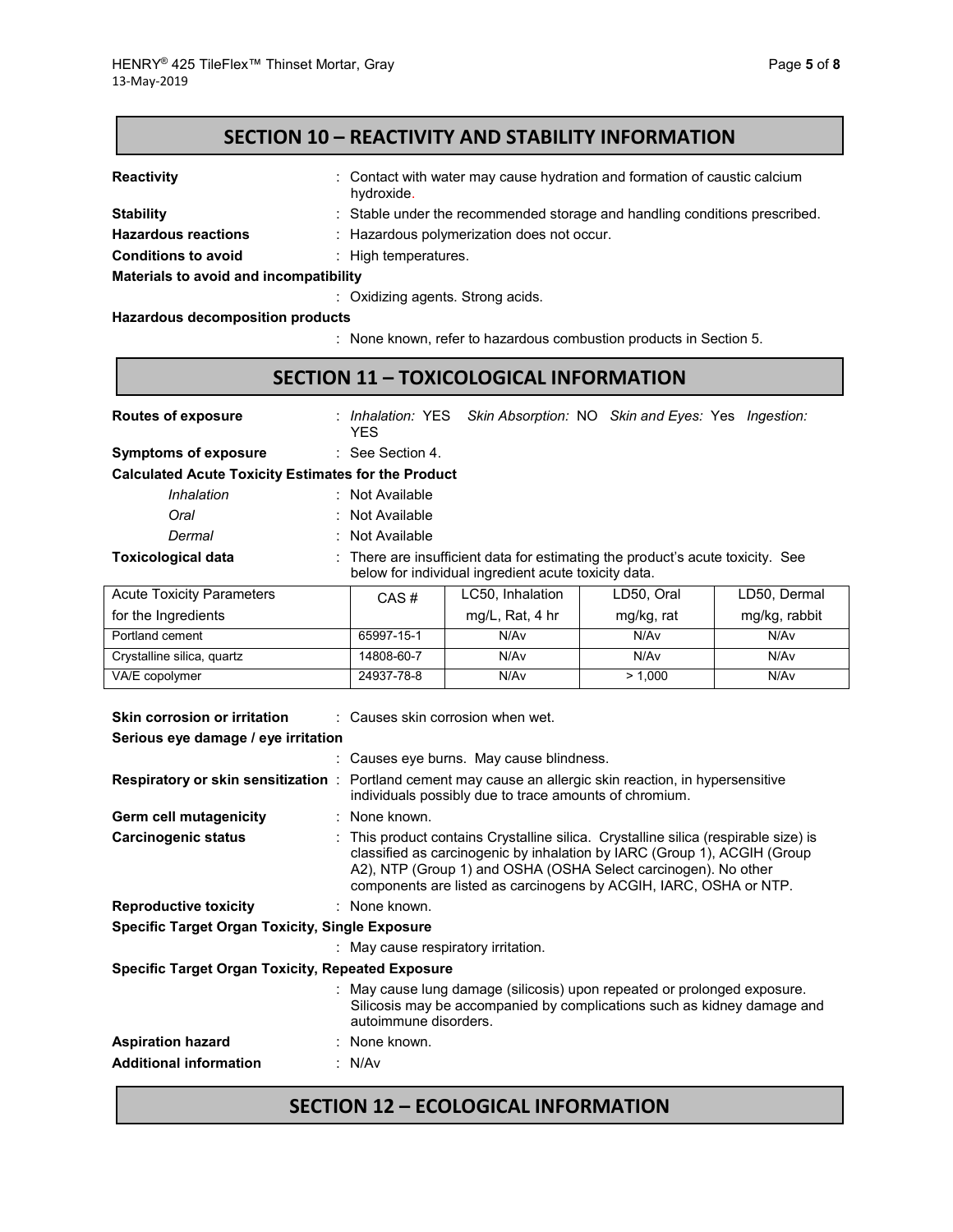## SECTION 10 – REACTIVITY AND STABILITY INFORMATION

**Reactivity** : Contact with water may cause hydration and formation of caustic calcium hydroxide.

**Stability** : Stable under the recommended storage and handling conditions prescribed.

**Hazardous reactions** : Hazardous polymerization does not occur.

**Conditions to avoid** : High temperatures.

**Materials to avoid and incompatibility**

: Oxidizing agents. Strong acids.

**Hazardous decomposition products**

: None known, refer to hazardous combustion products in Section 5.

## SECTION 11 – TOXICOLOGICAL INFORMATION

**Routes of exposure** : *Inhalation:* YES *Skin Absorption:* NO *Skin and Eyes:* Yes *Ingestion:* YES

**Symptoms of exposure** : See Section 4.

**Calculated Acute Toxicity Estimates for the Product**

*Inhalation* : Not Available

*Oral* : Not Available

*Dermal* : Not Available

**Toxicological data** : There are insufficient data for estimating the product's acute toxicity. See below for individual ingredient acute toxicity data.

| Acute Toxicity Parameters for the Ingredients | CAS # | LC50, Inhalation mg/L, Rat, 4 hr | LD50, Oral mg/kg, rat | LD50, Dermal mg/kg, rabbit |
|---|---|---|---|---|
| Portland cement | 65997-15-1 | N/Av | N/Av | N/Av |
| Crystalline silica, quartz | 14808-60-7 | N/Av | N/Av | N/Av |
| VA/E copolymer | 24937-78-8 | N/Av | > 1,000 | N/Av |

**Skin corrosion or irritation** : Causes skin corrosion when wet.

**Serious eye damage / eye irritation**

: Causes eye burns. May cause blindness.

**Respiratory or skin sensitization** : Portland cement may cause an allergic skin reaction, in hypersensitive individuals possibly due to trace amounts of chromium.

**Germ cell mutagenicity** : None known.

**Carcinogenic status** : This product contains Crystalline silica. Crystalline silica (respirable size) is classified as carcinogenic by inhalation by IARC (Group 1), ACGIH (Group A2), NTP (Group 1) and OSHA (OSHA Select carcinogen). No other components are listed as carcinogens by ACGIH, IARC, OSHA or NTP.

**Reproductive toxicity** : None known.

**Specific Target Organ Toxicity, Single Exposure**

: May cause respiratory irritation.

**Specific Target Organ Toxicity, Repeated Exposure**

: May cause lung damage (silicosis) upon repeated or prolonged exposure. Silicosis may be accompanied by complications such as kidney damage and autoimmune disorders.

**Aspiration hazard** : None known.

**Additional information** : N/Av

## SECTION 12 – ECOLOGICAL INFORMATION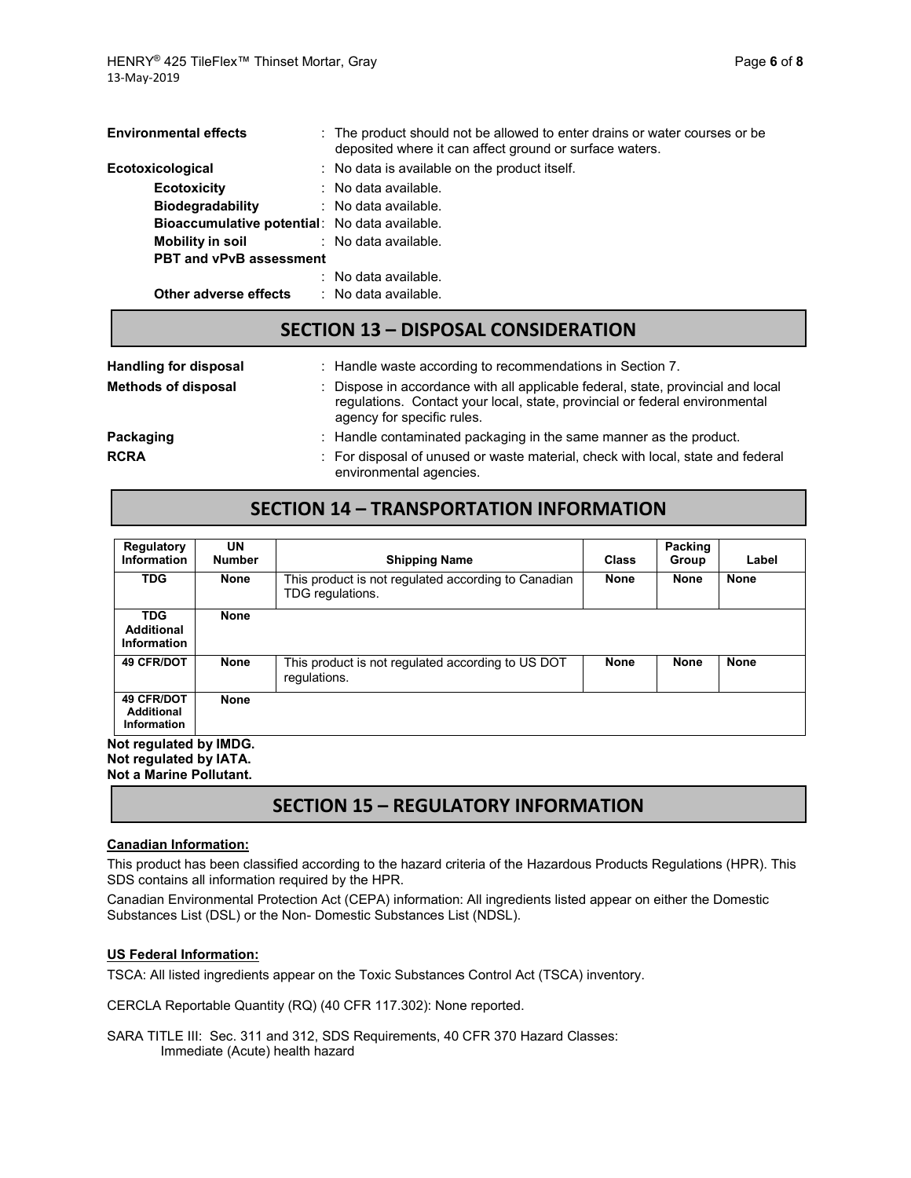**Environmental effects** : The product should not be allowed to enter drains or water courses or be deposited where it can affect ground or surface waters.

**Ecotoxicological** : No data is available on the product itself.

- **Ecotoxicity** : No data available.
- **Biodegradability** : No data available.
- **Bioaccumulative potential**: No data available.
- **Mobility in soil** : No data available.
- **PBT and vPvB assessment** : No data available.
- **Other adverse effects** : No data available.

## SECTION 13 – DISPOSAL CONSIDERATION

**Handling for disposal** : Handle waste according to recommendations in Section 7.

**Methods of disposal** : Dispose in accordance with all applicable federal, state, provincial and local regulations. Contact your local, state, provincial or federal environmental agency for specific rules.

**Packaging** : Handle contaminated packaging in the same manner as the product.

**RCRA** : For disposal of unused or waste material, check with local, state and federal environmental agencies.

## SECTION 14 – TRANSPORTATION INFORMATION

| Regulatory Information | UN Number | Shipping Name | Class | Packing Group | Label |
|---|---|---|---|---|---|
| **TDG** | **None** | This product is not regulated according to Canadian TDG regulations. | **None** | **None** | **None** |
| **TDG Additional Information** | **None** | | | | |
| **49 CFR/DOT** | **None** | This product is not regulated according to US DOT regulations. | **None** | **None** | **None** |
| **49 CFR/DOT Additional Information** | **None** | | | | |

**Not regulated by IMDG.**
**Not regulated by IATA.**
**Not a Marine Pollutant.**

## SECTION 15 – REGULATORY INFORMATION

**Canadian Information:**

This product has been classified according to the hazard criteria of the Hazardous Products Regulations (HPR). This SDS contains all information required by the HPR.

Canadian Environmental Protection Act (CEPA) information: All ingredients listed appear on either the Domestic Substances List (DSL) or the Non- Domestic Substances List (NDSL).

**US Federal Information:**

TSCA: All listed ingredients appear on the Toxic Substances Control Act (TSCA) inventory.

CERCLA Reportable Quantity (RQ) (40 CFR 117.302): None reported.

SARA TITLE III: Sec. 311 and 312, SDS Requirements, 40 CFR 370 Hazard Classes:
Immediate (Acute) health hazard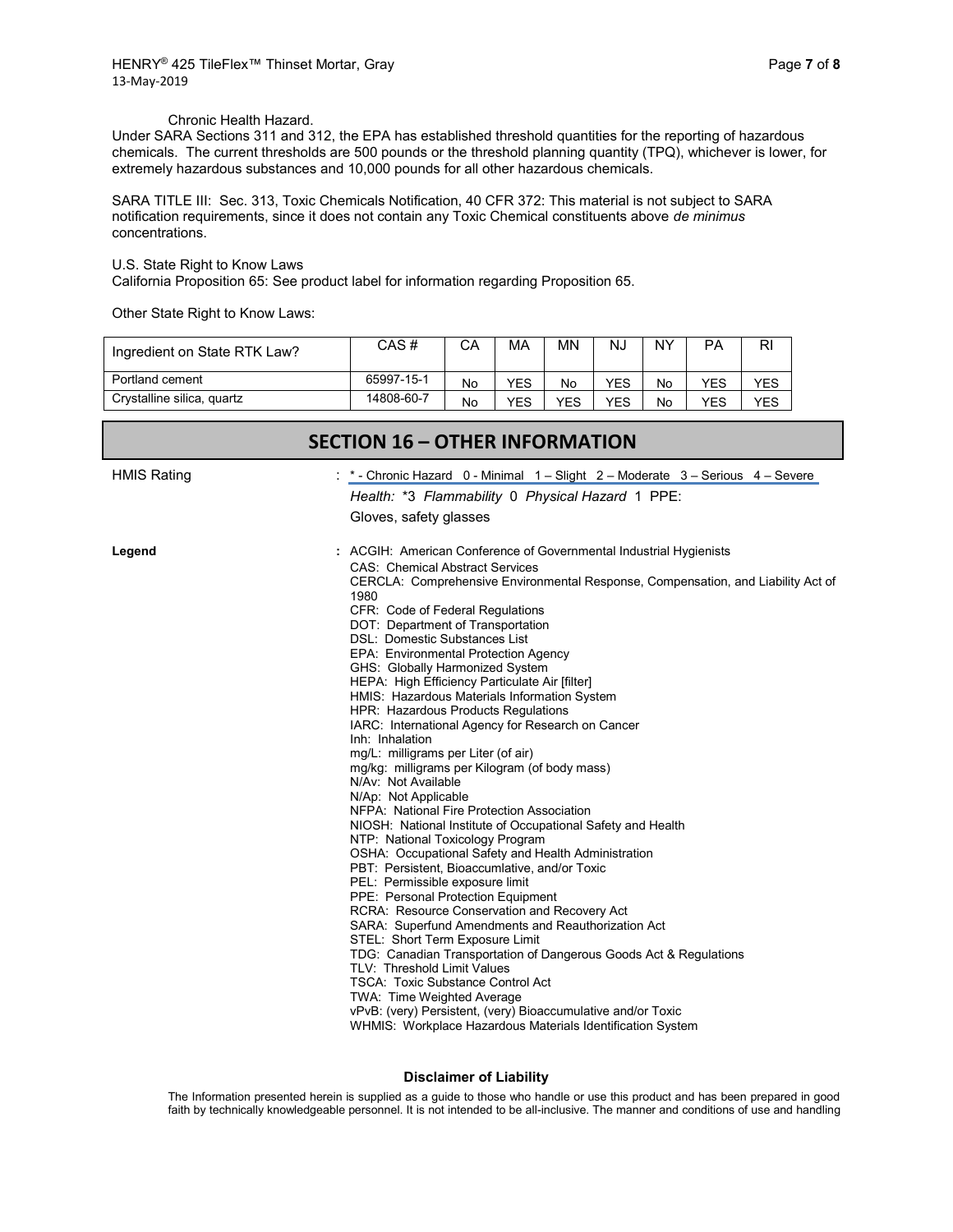Chronic Health Hazard.

Under SARA Sections 311 and 312, the EPA has established threshold quantities for the reporting of hazardous chemicals. The current thresholds are 500 pounds or the threshold planning quantity (TPQ), whichever is lower, for extremely hazardous substances and 10,000 pounds for all other hazardous chemicals.

SARA TITLE III: Sec. 313, Toxic Chemicals Notification, 40 CFR 372: This material is not subject to SARA notification requirements, since it does not contain any Toxic Chemical constituents above *de minimus* concentrations.

U.S. State Right to Know Laws

California Proposition 65: See product label for information regarding Proposition 65.

Other State Right to Know Laws:

| Ingredient on State RTK Law? | CAS # | CA | MA | MN | NJ | NY | PA | RI |
|---|---|---|---|---|---|---|---|---|
| Portland cement | 65997-15-1 | No | YES | No | YES | No | YES | YES |
| Crystalline silica, quartz | 14808-60-7 | No | YES | YES | YES | No | YES | YES |

## SECTION 16 – OTHER INFORMATION

**HMIS Rating** : * - Chronic Hazard 0 - Minimal 1 – Slight 2 – Moderate 3 – Serious 4 – Severe

*Health:* *3 *Flammability* 0 *Physical Hazard* 1 PPE: Gloves, safety glasses

**Legend** :
ACGIH: American Conference of Governmental Industrial Hygienists
CAS: Chemical Abstract Services
CERCLA: Comprehensive Environmental Response, Compensation, and Liability Act of 1980
CFR: Code of Federal Regulations
DOT: Department of Transportation
DSL: Domestic Substances List
EPA: Environmental Protection Agency
GHS: Globally Harmonized System
HEPA: High Efficiency Particulate Air [filter]
HMIS: Hazardous Materials Information System
HPR: Hazardous Products Regulations
IARC: International Agency for Research on Cancer
Inh: Inhalation
mg/L: milligrams per Liter (of air)
mg/kg: milligrams per Kilogram (of body mass)
N/Av: Not Available
N/Ap: Not Applicable
NFPA: National Fire Protection Association
NIOSH: National Institute of Occupational Safety and Health
NTP: National Toxicology Program
OSHA: Occupational Safety and Health Administration
PBT: Persistent, Bioaccumlative, and/or Toxic
PEL: Permissible exposure limit
PPE: Personal Protection Equipment
RCRA: Resource Conservation and Recovery Act
SARA: Superfund Amendments and Reauthorization Act
STEL: Short Term Exposure Limit
TDG: Canadian Transportation of Dangerous Goods Act & Regulations
TLV: Threshold Limit Values
TSCA: Toxic Substance Control Act
TWA: Time Weighted Average
vPvB: (very) Persistent, (very) Bioaccumulative and/or Toxic
WHMIS: Workplace Hazardous Materials Identification System

**Disclaimer of Liability**

The Information presented herein is supplied as a guide to those who handle or use this product and has been prepared in good faith by technically knowledgeable personnel. It is not intended to be all-inclusive. The manner and conditions of use and handling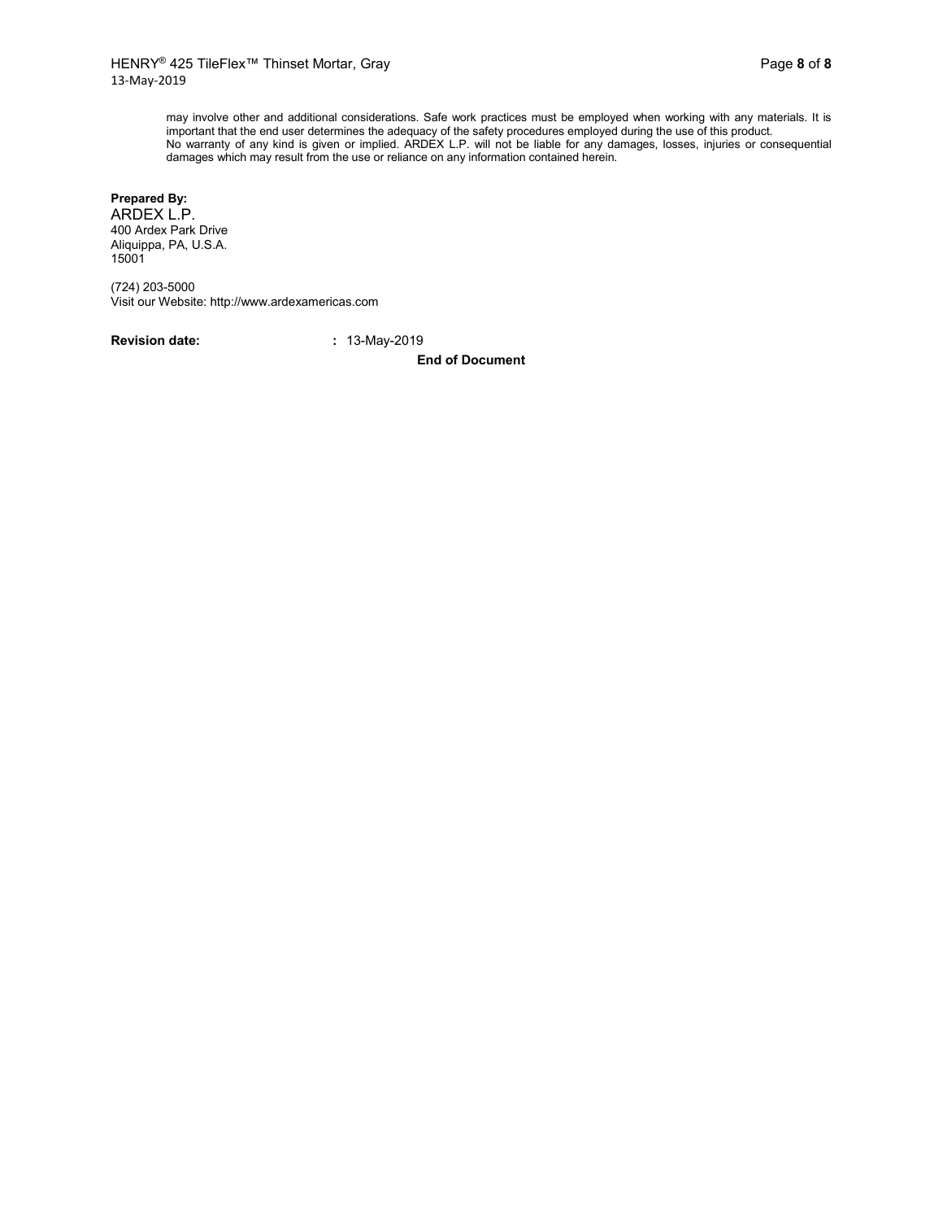may involve other and additional considerations. Safe work practices must be employed when working with any materials. It is important that the end user determines the adequacy of the safety procedures employed during the use of this product.
No warranty of any kind is given or implied. ARDEX L.P. will not be liable for any damages, losses, injuries or consequential damages which may result from the use or reliance on any information contained herein.

**Prepared By:**
ARDEX L.P.
400 Ardex Park Drive
Aliquippa, PA, U.S.A.
15001

(724) 203-5000
Visit our Website: http://www.ardexamericas.com

**Revision date:** **:** 13-May-2019

**End of Document**